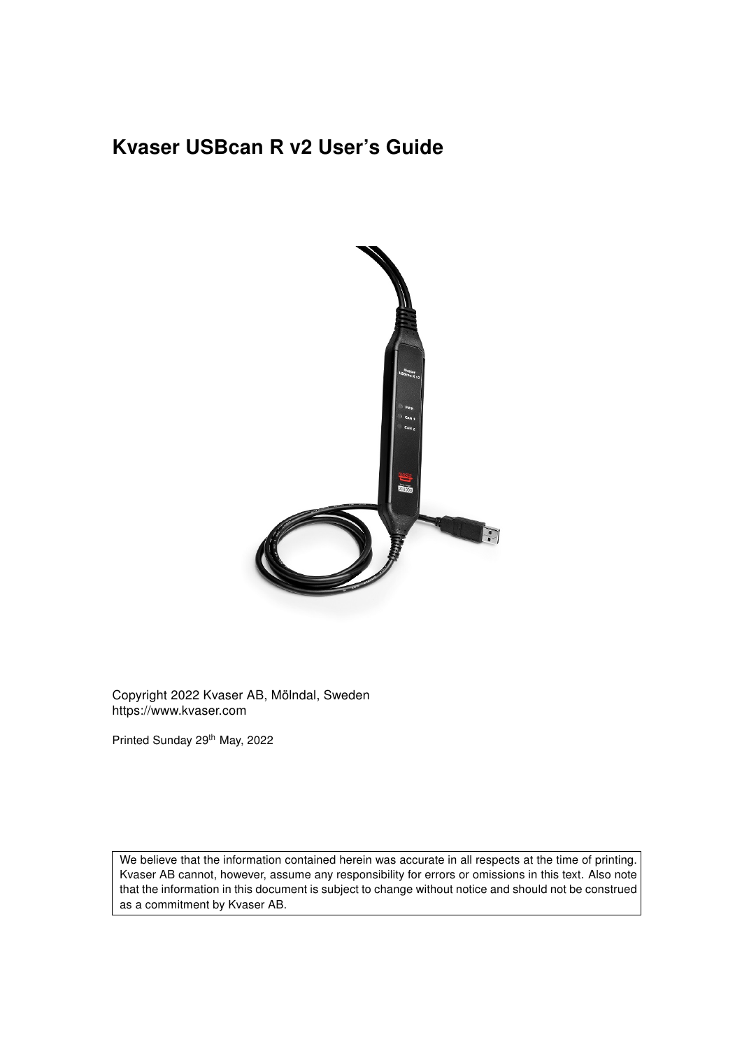# Kvaser USBcan R v2 User's Guide

Copyright 2022 Kvaser AB, Mölndal, Sweden
https://www.kvaser.com

Printed Sunday 29th May, 2022

We believe that the information contained herein was accurate in all respects at the time of printing. Kvaser AB cannot, however, assume any responsibility for errors or omissions in this text. Also note that the information in this document is subject to change without notice and should not be construed as a commitment by Kvaser AB.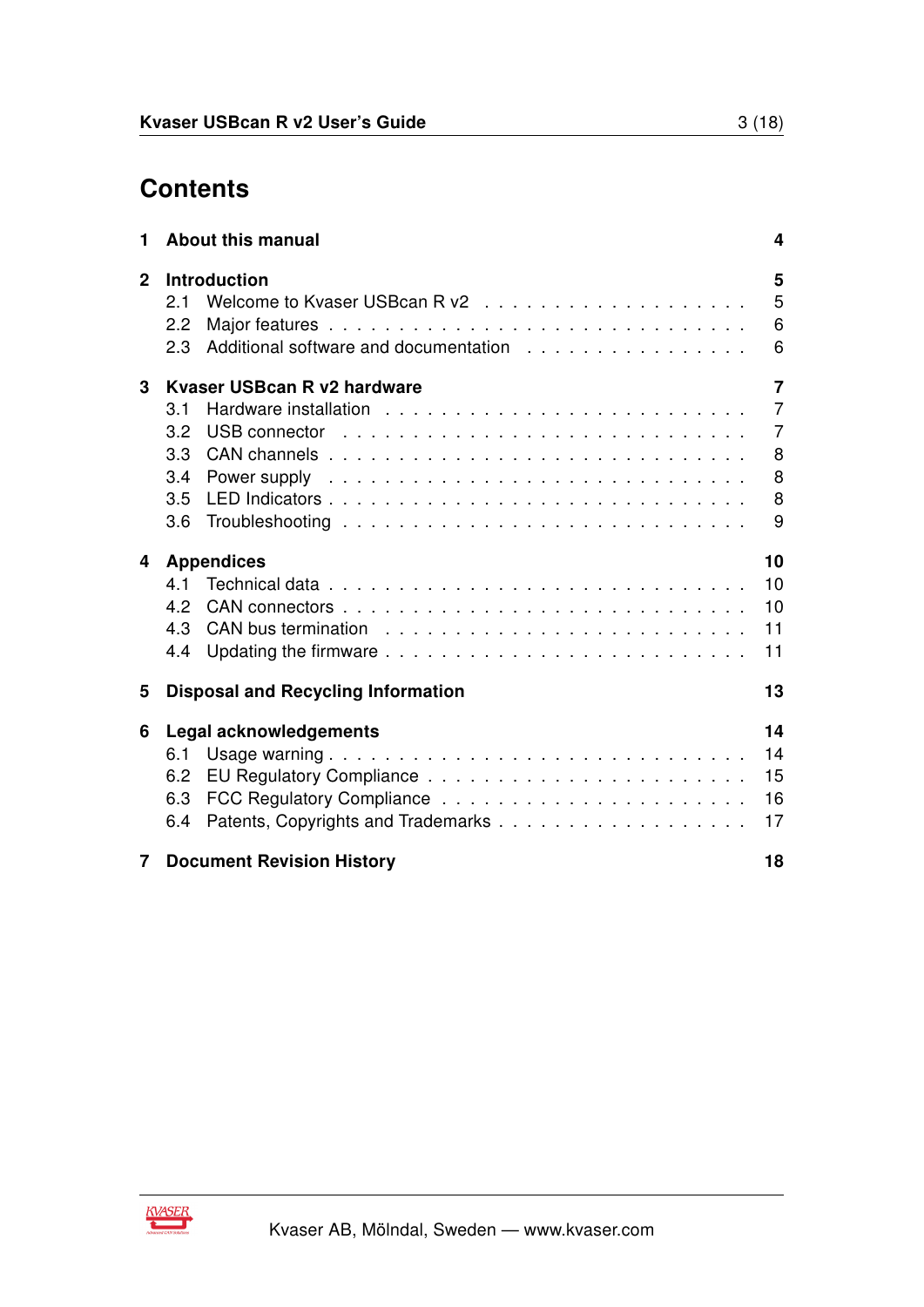# Contents

**1 About this manual** **4**

**2 Introduction** **5**

- 2.1 Welcome to Kvaser USBcan R v2 . . . . . . . . . . . . . . . . . . 5
- 2.2 Major features . . . . . . . . . . . . . . . . . . . . . . . . . . . . 6
- 2.3 Additional software and documentation . . . . . . . . . . . . . . . 6

**3 Kvaser USBcan R v2 hardware** **7**

- 3.1 Hardware installation . . . . . . . . . . . . . . . . . . . . . . . . 7
- 3.2 USB connector . . . . . . . . . . . . . . . . . . . . . . . . . . . 7
- 3.3 CAN channels . . . . . . . . . . . . . . . . . . . . . . . . . . . 8
- 3.4 Power supply . . . . . . . . . . . . . . . . . . . . . . . . . . . . 8
- 3.5 LED Indicators . . . . . . . . . . . . . . . . . . . . . . . . . . . 8
- 3.6 Troubleshooting . . . . . . . . . . . . . . . . . . . . . . . . . . . 9

**4 Appendices** **10**

- 4.1 Technical data . . . . . . . . . . . . . . . . . . . . . . . . . . . 10
- 4.2 CAN connectors . . . . . . . . . . . . . . . . . . . . . . . . . . 10
- 4.3 CAN bus termination . . . . . . . . . . . . . . . . . . . . . . . . 11
- 4.4 Updating the firmware . . . . . . . . . . . . . . . . . . . . . . . 11

**5 Disposal and Recycling Information** **13**

**6 Legal acknowledgements** **14**

- 6.1 Usage warning . . . . . . . . . . . . . . . . . . . . . . . . . . . 14
- 6.2 EU Regulatory Compliance . . . . . . . . . . . . . . . . . . . . . 15
- 6.3 FCC Regulatory Compliance . . . . . . . . . . . . . . . . . . . . 16
- 6.4 Patents, Copyrights and Trademarks . . . . . . . . . . . . . . . . . 17

**7 Document Revision History** **18**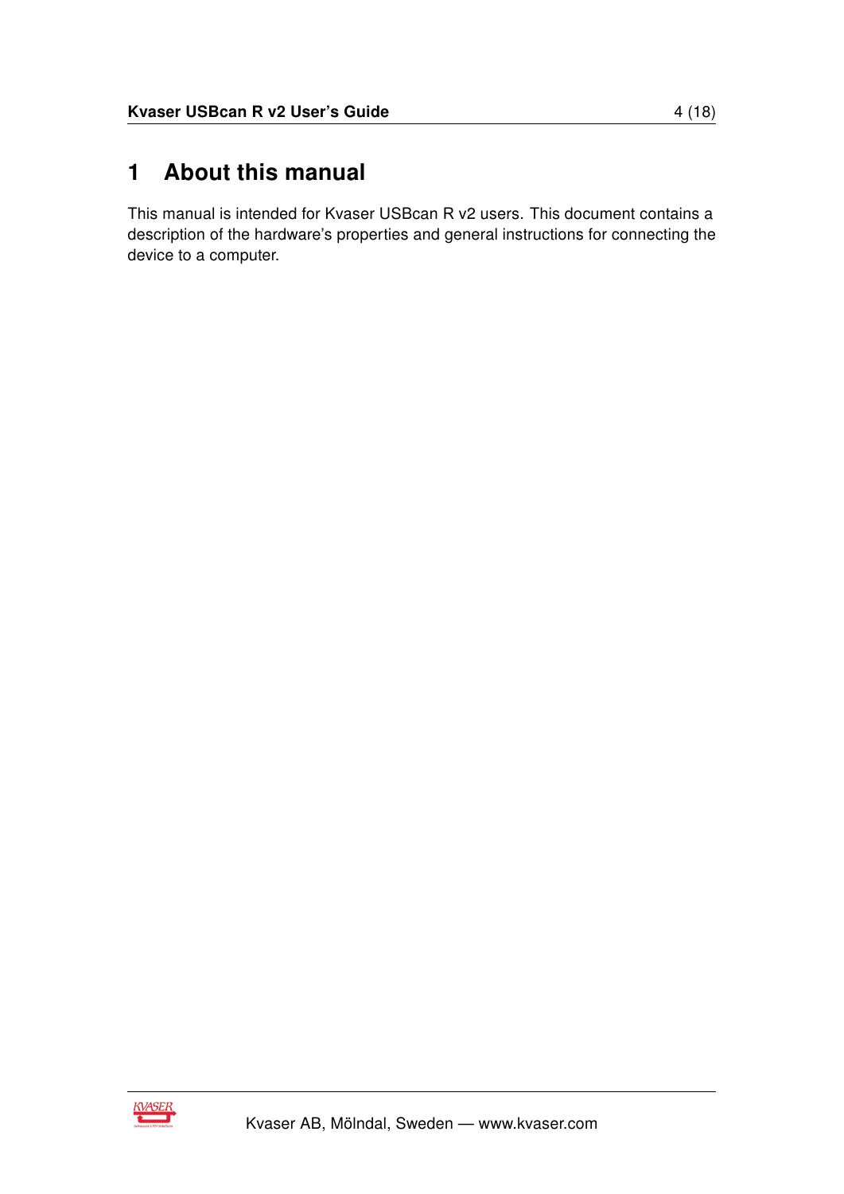# 1 About this manual

This manual is intended for Kvaser USBcan R v2 users. This document contains a description of the hardware's properties and general instructions for connecting the device to a computer.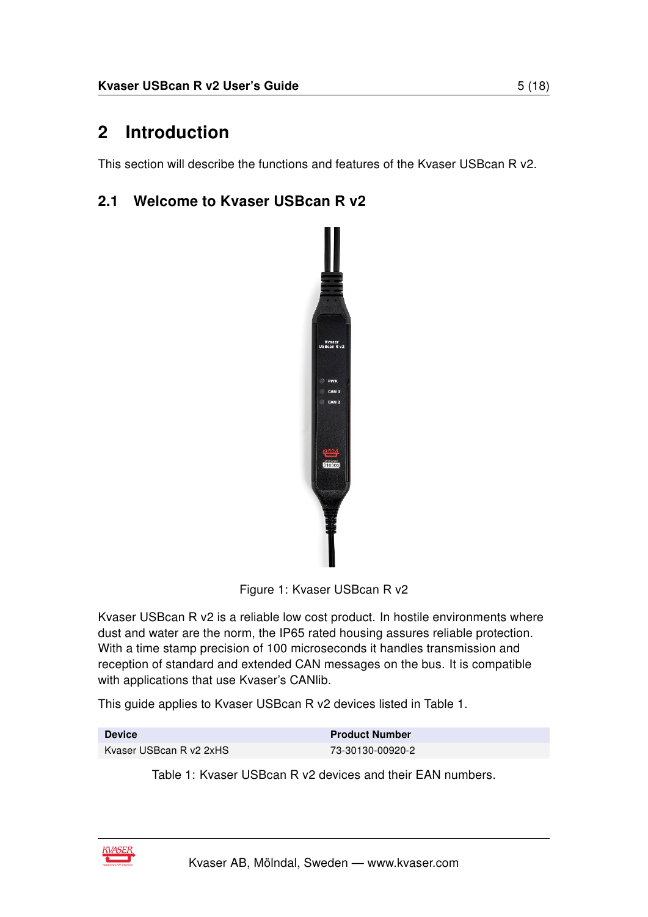# 2 Introduction

This section will describe the functions and features of the Kvaser USBcan R v2.

## 2.1 Welcome to Kvaser USBcan R v2

Figure 1: Kvaser USBcan R v2

Kvaser USBcan R v2 is a reliable low cost product. In hostile environments where dust and water are the norm, the IP65 rated housing assures reliable protection. With a time stamp precision of 100 microseconds it handles transmission and reception of standard and extended CAN messages on the bus. It is compatible with applications that use Kvaser's CANlib.

This guide applies to Kvaser USBcan R v2 devices listed in Table 1.

| Device | Product Number |
|---|---|
| Kvaser USBcan R v2 2xHS | 73-30130-00920-2 |

Table 1: Kvaser USBcan R v2 devices and their EAN numbers.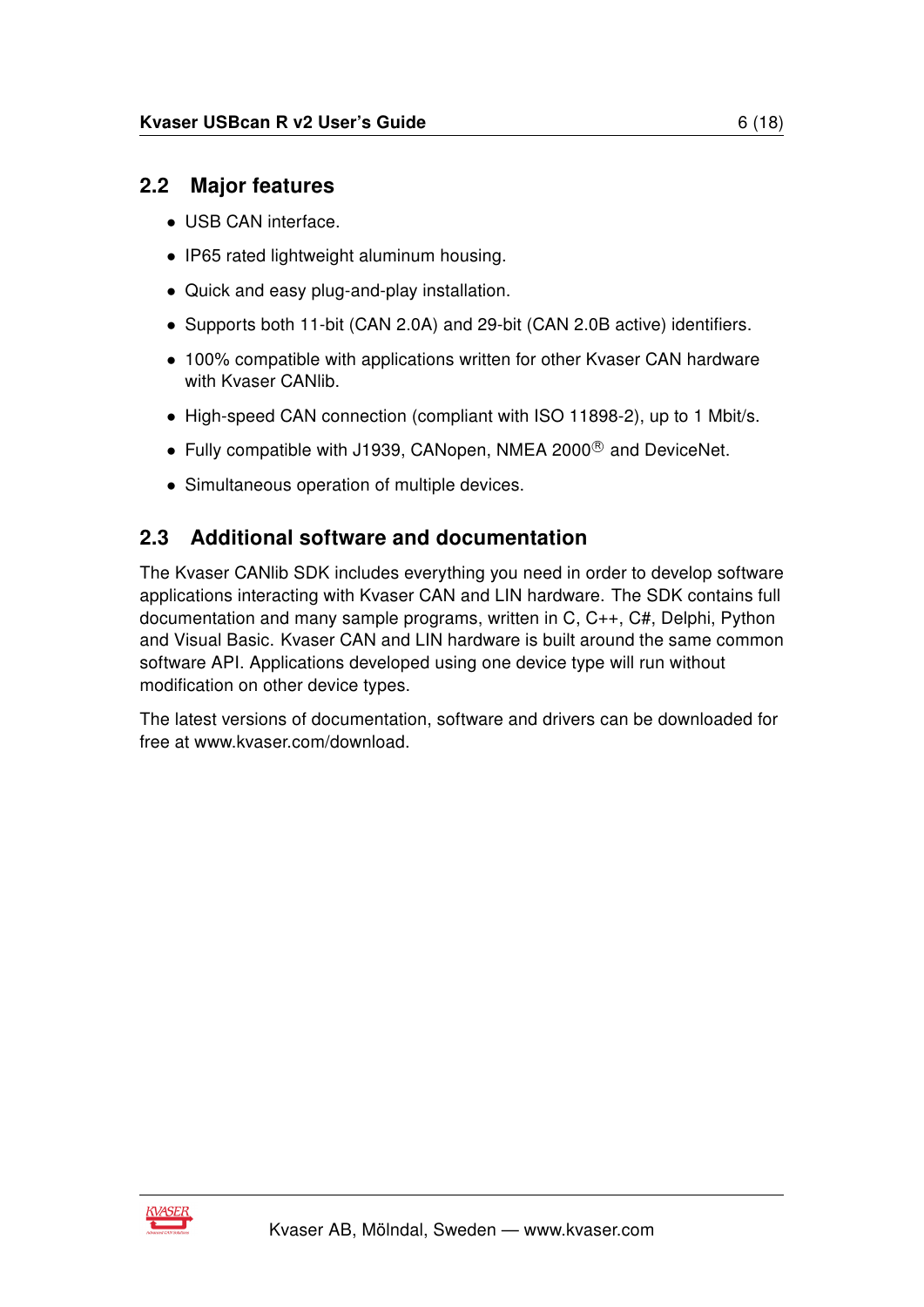## 2.2 Major features

- USB CAN interface.
- IP65 rated lightweight aluminum housing.
- Quick and easy plug-and-play installation.
- Supports both 11-bit (CAN 2.0A) and 29-bit (CAN 2.0B active) identifiers.
- 100% compatible with applications written for other Kvaser CAN hardware with Kvaser CANlib.
- High-speed CAN connection (compliant with ISO 11898-2), up to 1 Mbit/s.
- Fully compatible with J1939, CANopen, NMEA 2000® and DeviceNet.
- Simultaneous operation of multiple devices.

## 2.3 Additional software and documentation

The Kvaser CANlib SDK includes everything you need in order to develop software applications interacting with Kvaser CAN and LIN hardware. The SDK contains full documentation and many sample programs, written in C, C++, C#, Delphi, Python and Visual Basic. Kvaser CAN and LIN hardware is built around the same common software API. Applications developed using one device type will run without modification on other device types.

The latest versions of documentation, software and drivers can be downloaded for free at www.kvaser.com/download.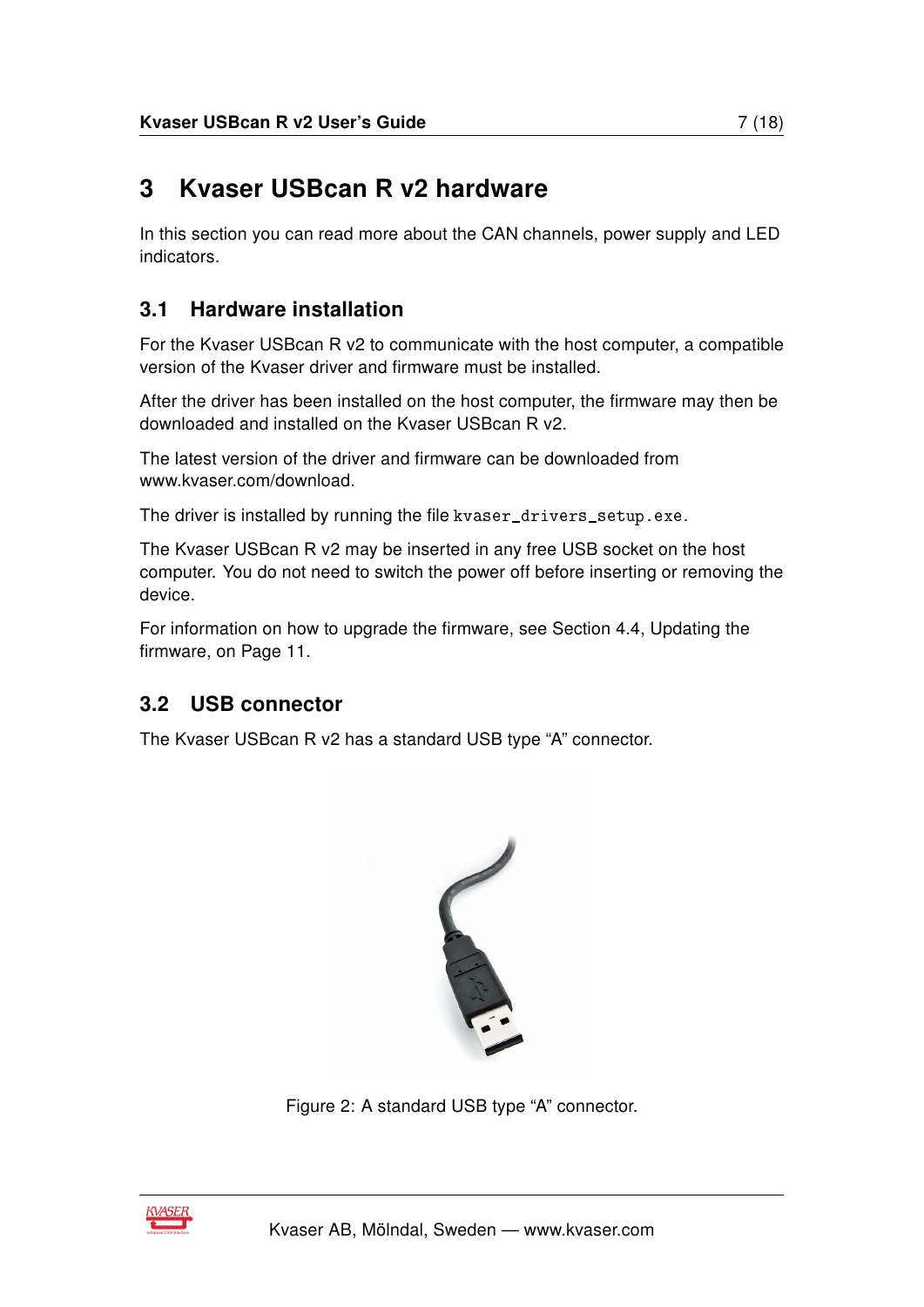# 3 Kvaser USBcan R v2 hardware

In this section you can read more about the CAN channels, power supply and LED indicators.

## 3.1 Hardware installation

For the Kvaser USBcan R v2 to communicate with the host computer, a compatible version of the Kvaser driver and firmware must be installed.

After the driver has been installed on the host computer, the firmware may then be downloaded and installed on the Kvaser USBcan R v2.

The latest version of the driver and firmware can be downloaded from www.kvaser.com/download.

The driver is installed by running the file `kvaser_drivers_setup.exe`.

The Kvaser USBcan R v2 may be inserted in any free USB socket on the host computer. You do not need to switch the power off before inserting or removing the device.

For information on how to upgrade the firmware, see Section 4.4, Updating the firmware, on Page 11.

## 3.2 USB connector

The Kvaser USBcan R v2 has a standard USB type "A" connector.

Figure 2: A standard USB type "A" connector.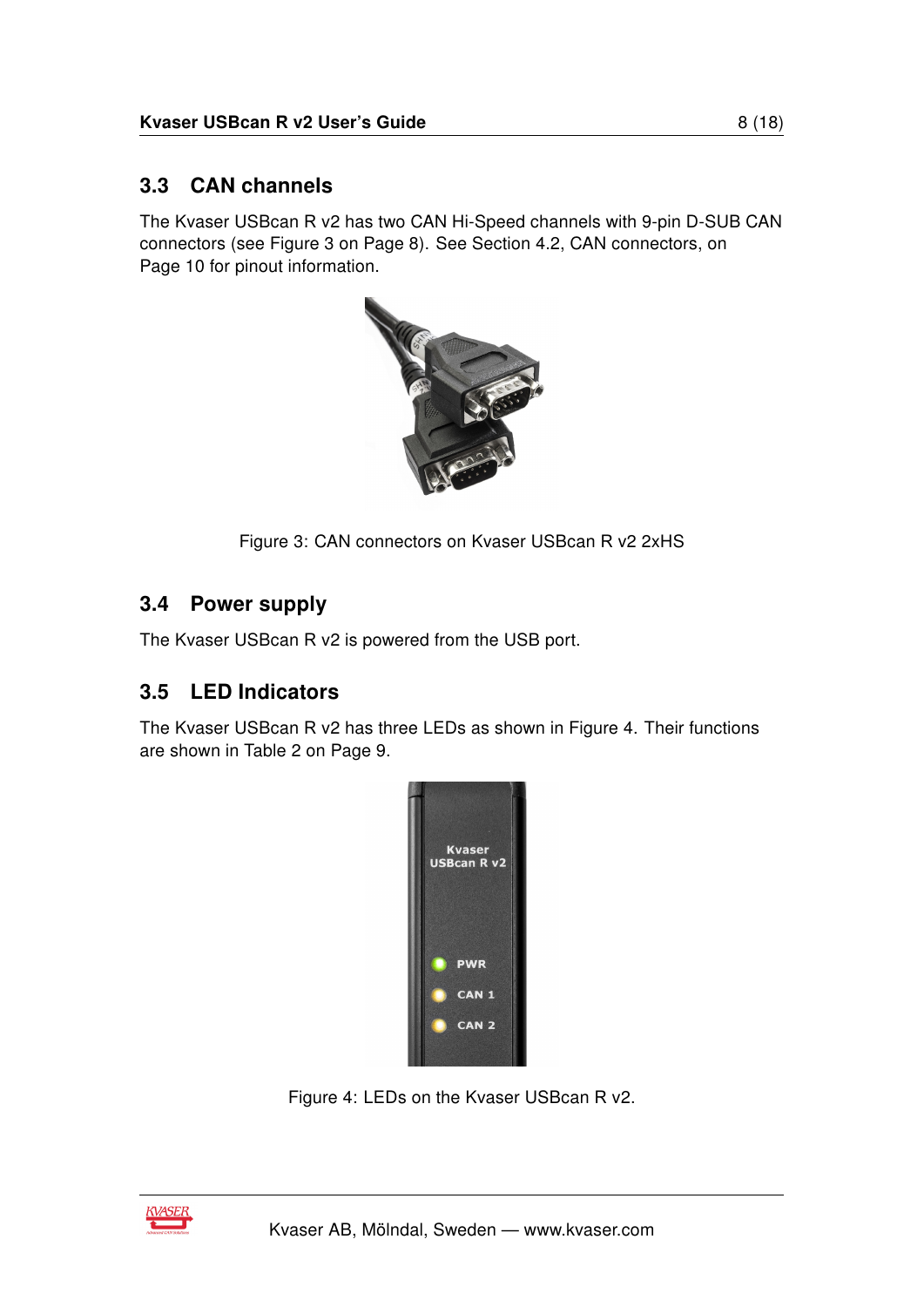## 3.3 CAN channels

The Kvaser USBcan R v2 has two CAN Hi-Speed channels with 9-pin D-SUB CAN connectors (see Figure 3 on Page 8). See Section 4.2, CAN connectors, on Page 10 for pinout information.

Figure 3: CAN connectors on Kvaser USBcan R v2 2xHS

## 3.4 Power supply

The Kvaser USBcan R v2 is powered from the USB port.

## 3.5 LED Indicators

The Kvaser USBcan R v2 has three LEDs as shown in Figure 4. Their functions are shown in Table 2 on Page 9.

Figure 4: LEDs on the Kvaser USBcan R v2.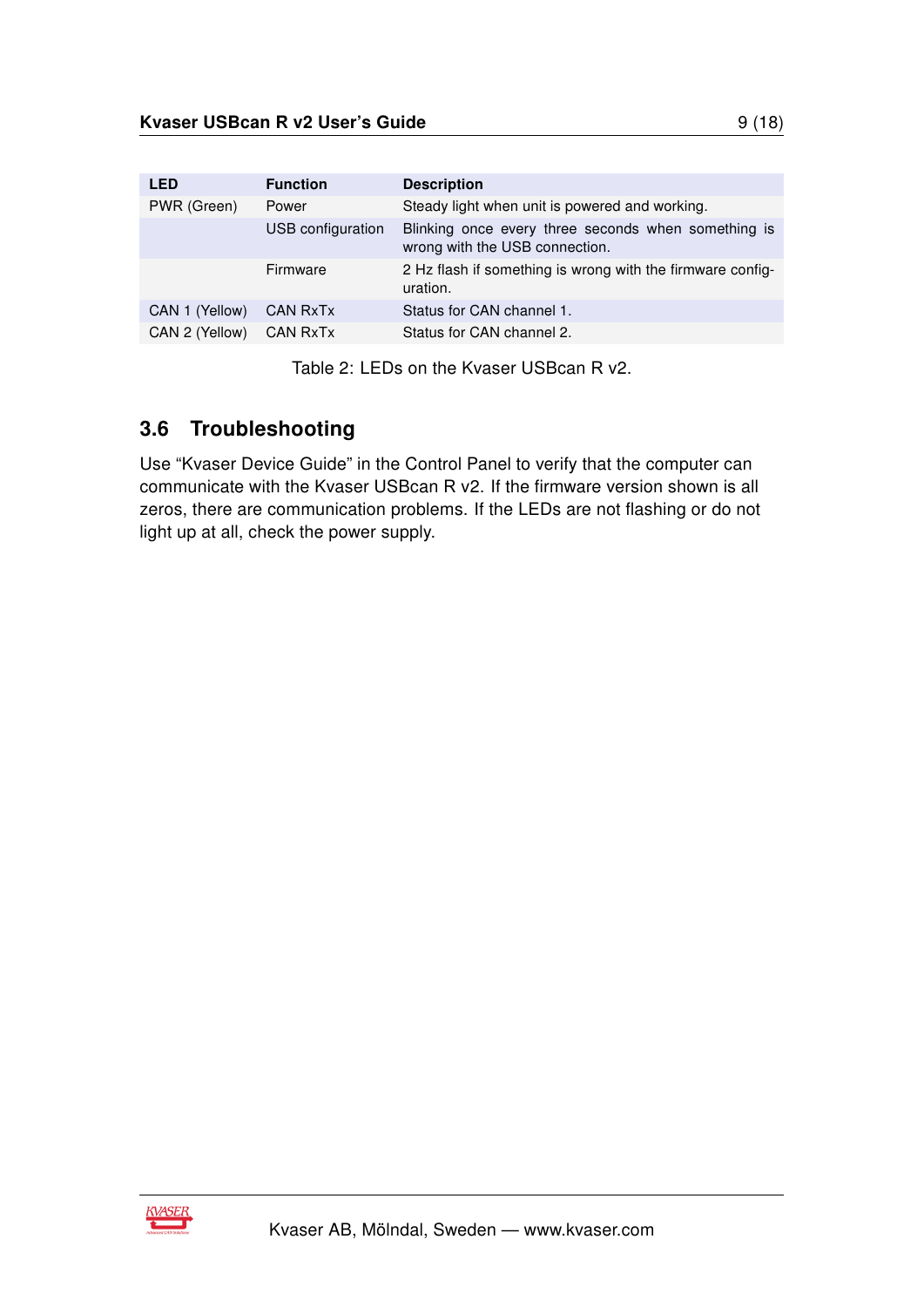| LED | Function | Description |
| --- | --- | --- |
| PWR (Green) | Power | Steady light when unit is powered and working. |
| | USB configuration | Blinking once every three seconds when something is wrong with the USB connection. |
| | Firmware | 2 Hz flash if something is wrong with the firmware configuration. |
| CAN 1 (Yellow) | CAN RxTx | Status for CAN channel 1. |
| CAN 2 (Yellow) | CAN RxTx | Status for CAN channel 2. |

Table 2: LEDs on the Kvaser USBcan R v2.

## 3.6 Troubleshooting

Use “Kvaser Device Guide” in the Control Panel to verify that the computer can communicate with the Kvaser USBcan R v2. If the firmware version shown is all zeros, there are communication problems. If the LEDs are not flashing or do not light up at all, check the power supply.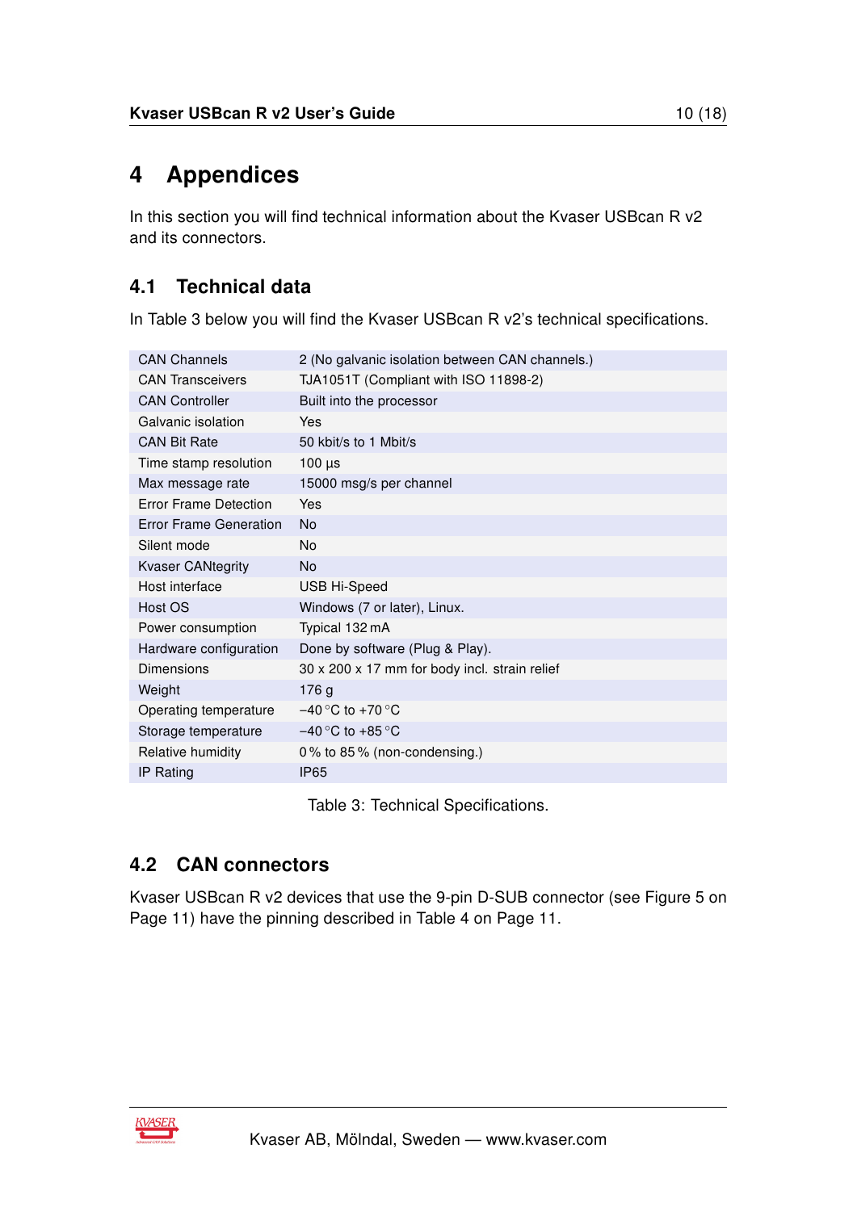# 4 Appendices

In this section you will find technical information about the Kvaser USBcan R v2 and its connectors.

## 4.1 Technical data

In Table 3 below you will find the Kvaser USBcan R v2's technical specifications.

| | |
|---|---|
| CAN Channels | 2 (No galvanic isolation between CAN channels.) |
| CAN Transceivers | TJA1051T (Compliant with ISO 11898-2) |
| CAN Controller | Built into the processor |
| Galvanic isolation | Yes |
| CAN Bit Rate | 50 kbit/s to 1 Mbit/s |
| Time stamp resolution | 100 µs |
| Max message rate | 15000 msg/s per channel |
| Error Frame Detection | Yes |
| Error Frame Generation | No |
| Silent mode | No |
| Kvaser CANtegrity | No |
| Host interface | USB Hi-Speed |
| Host OS | Windows (7 or later), Linux. |
| Power consumption | Typical 132 mA |
| Hardware configuration | Done by software (Plug & Play). |
| Dimensions | 30 x 200 x 17 mm for body incl. strain relief |
| Weight | 176 g |
| Operating temperature | −40 °C to +70 °C |
| Storage temperature | −40 °C to +85 °C |
| Relative humidity | 0 % to 85 % (non-condensing.) |
| IP Rating | IP65 |

Table 3: Technical Specifications.

## 4.2 CAN connectors

Kvaser USBcan R v2 devices that use the 9-pin D-SUB connector (see Figure 5 on Page 11) have the pinning described in Table 4 on Page 11.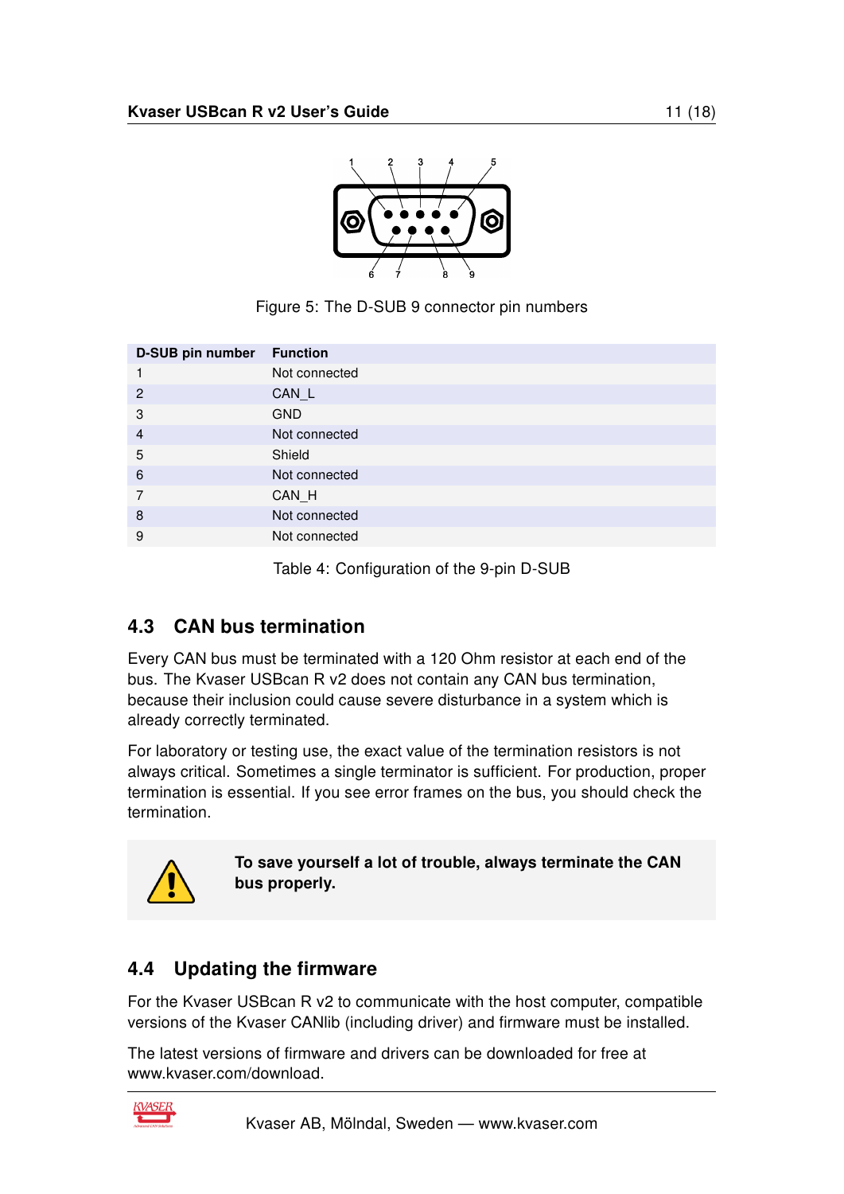Figure 5: The D-SUB 9 connector pin numbers

| D-SUB pin number | Function |
|---|---|
| 1 | Not connected |
| 2 | CAN_L |
| 3 | GND |
| 4 | Not connected |
| 5 | Shield |
| 6 | Not connected |
| 7 | CAN_H |
| 8 | Not connected |
| 9 | Not connected |

Table 4: Configuration of the 9-pin D-SUB

## 4.3 CAN bus termination

Every CAN bus must be terminated with a 120 Ohm resistor at each end of the bus. The Kvaser USBcan R v2 does not contain any CAN bus termination, because their inclusion could cause severe disturbance in a system which is already correctly terminated.

For laboratory or testing use, the exact value of the termination resistors is not always critical. Sometimes a single terminator is sufficient. For production, proper termination is essential. If you see error frames on the bus, you should check the termination.

**To save yourself a lot of trouble, always terminate the CAN bus properly.**

## 4.4 Updating the firmware

For the Kvaser USBcan R v2 to communicate with the host computer, compatible versions of the Kvaser CANlib (including driver) and firmware must be installed.

The latest versions of firmware and drivers can be downloaded for free at www.kvaser.com/download.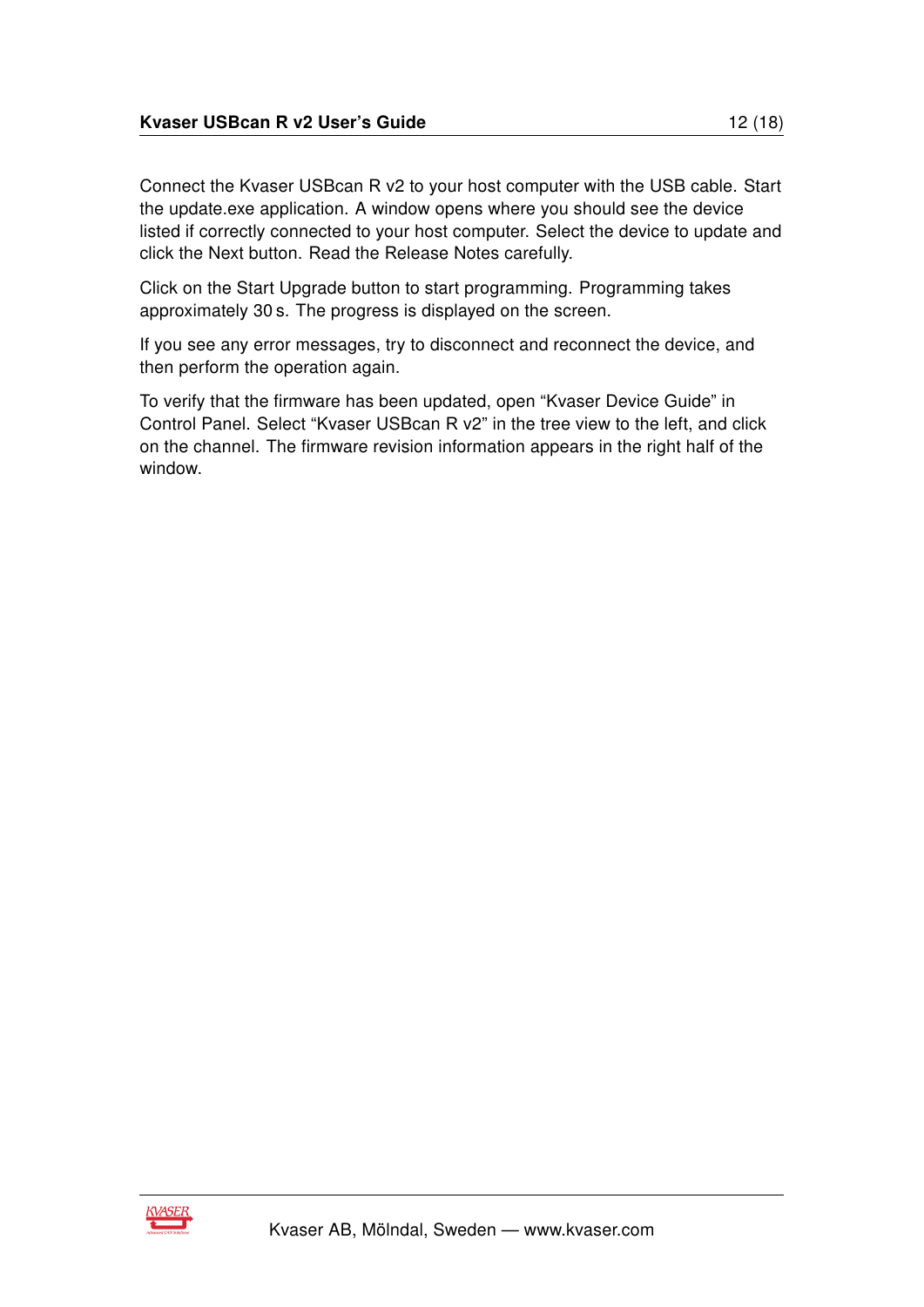Connect the Kvaser USBcan R v2 to your host computer with the USB cable. Start the update.exe application. A window opens where you should see the device listed if correctly connected to your host computer. Select the device to update and click the Next button. Read the Release Notes carefully.

Click on the Start Upgrade button to start programming. Programming takes approximately 30 s. The progress is displayed on the screen.

If you see any error messages, try to disconnect and reconnect the device, and then perform the operation again.

To verify that the firmware has been updated, open “Kvaser Device Guide” in Control Panel. Select “Kvaser USBcan R v2” in the tree view to the left, and click on the channel. The firmware revision information appears in the right half of the window.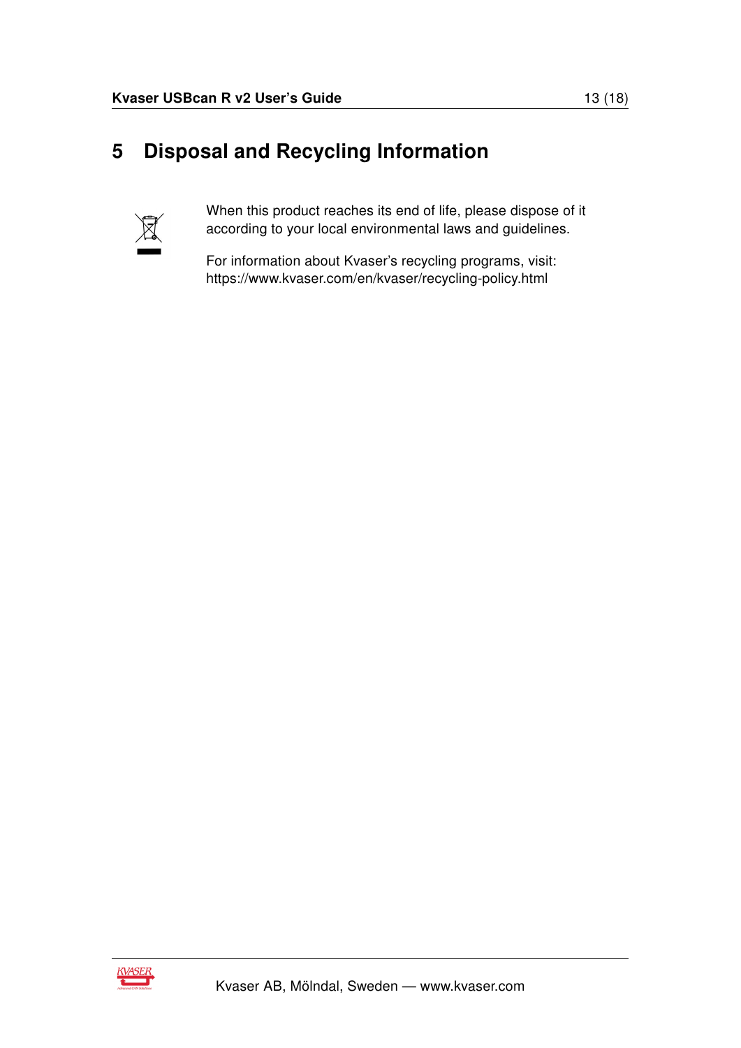# 5 Disposal and Recycling Information

When this product reaches its end of life, please dispose of it according to your local environmental laws and guidelines.

For information about Kvaser's recycling programs, visit: https://www.kvaser.com/en/kvaser/recycling-policy.html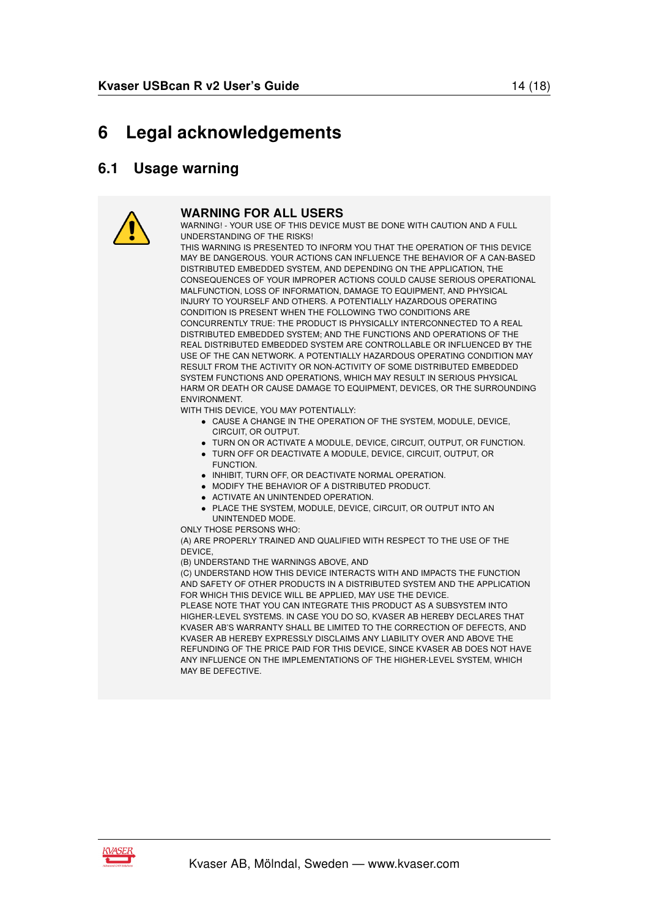# 6 Legal acknowledgements

## 6.1 Usage warning

### WARNING FOR ALL USERS

WARNING! - YOUR USE OF THIS DEVICE MUST BE DONE WITH CAUTION AND A FULL UNDERSTANDING OF THE RISKS!

THIS WARNING IS PRESENTED TO INFORM YOU THAT THE OPERATION OF THIS DEVICE MAY BE DANGEROUS. YOUR ACTIONS CAN INFLUENCE THE BEHAVIOR OF A CAN-BASED DISTRIBUTED EMBEDDED SYSTEM, AND DEPENDING ON THE APPLICATION, THE CONSEQUENCES OF YOUR IMPROPER ACTIONS COULD CAUSE SERIOUS OPERATIONAL MALFUNCTION, LOSS OF INFORMATION, DAMAGE TO EQUIPMENT, AND PHYSICAL INJURY TO YOURSELF AND OTHERS. A POTENTIALLY HAZARDOUS OPERATING CONDITION IS PRESENT WHEN THE FOLLOWING TWO CONDITIONS ARE CONCURRENTLY TRUE: THE PRODUCT IS PHYSICALLY INTERCONNECTED TO A REAL DISTRIBUTED EMBEDDED SYSTEM; AND THE FUNCTIONS AND OPERATIONS OF THE REAL DISTRIBUTED EMBEDDED SYSTEM ARE CONTROLLABLE OR INFLUENCED BY THE USE OF THE CAN NETWORK. A POTENTIALLY HAZARDOUS OPERATING CONDITION MAY RESULT FROM THE ACTIVITY OR NON-ACTIVITY OF SOME DISTRIBUTED EMBEDDED SYSTEM FUNCTIONS AND OPERATIONS, WHICH MAY RESULT IN SERIOUS PHYSICAL HARM OR DEATH OR CAUSE DAMAGE TO EQUIPMENT, DEVICES, OR THE SURROUNDING ENVIRONMENT.

WITH THIS DEVICE, YOU MAY POTENTIALLY:

- CAUSE A CHANGE IN THE OPERATION OF THE SYSTEM, MODULE, DEVICE, CIRCUIT, OR OUTPUT.
- TURN ON OR ACTIVATE A MODULE, DEVICE, CIRCUIT, OUTPUT, OR FUNCTION.
- TURN OFF OR DEACTIVATE A MODULE, DEVICE, CIRCUIT, OUTPUT, OR FUNCTION.
- INHIBIT, TURN OFF, OR DEACTIVATE NORMAL OPERATION.
- MODIFY THE BEHAVIOR OF A DISTRIBUTED PRODUCT.
- ACTIVATE AN UNINTENDED OPERATION.
- PLACE THE SYSTEM, MODULE, DEVICE, CIRCUIT, OR OUTPUT INTO AN UNINTENDED MODE.

ONLY THOSE PERSONS WHO:

(A) ARE PROPERLY TRAINED AND QUALIFIED WITH RESPECT TO THE USE OF THE DEVICE,

(B) UNDERSTAND THE WARNINGS ABOVE, AND

(C) UNDERSTAND HOW THIS DEVICE INTERACTS WITH AND IMPACTS THE FUNCTION AND SAFETY OF OTHER PRODUCTS IN A DISTRIBUTED SYSTEM AND THE APPLICATION FOR WHICH THIS DEVICE WILL BE APPLIED, MAY USE THE DEVICE.

PLEASE NOTE THAT YOU CAN INTEGRATE THIS PRODUCT AS A SUBSYSTEM INTO HIGHER-LEVEL SYSTEMS. IN CASE YOU DO SO, KVASER AB HEREBY DECLARES THAT KVASER AB'S WARRANTY SHALL BE LIMITED TO THE CORRECTION OF DEFECTS, AND KVASER AB HEREBY EXPRESSLY DISCLAIMS ANY LIABILITY OVER AND ABOVE THE REFUNDING OF THE PRICE PAID FOR THIS DEVICE, SINCE KVASER AB DOES NOT HAVE ANY INFLUENCE ON THE IMPLEMENTATIONS OF THE HIGHER-LEVEL SYSTEM, WHICH MAY BE DEFECTIVE.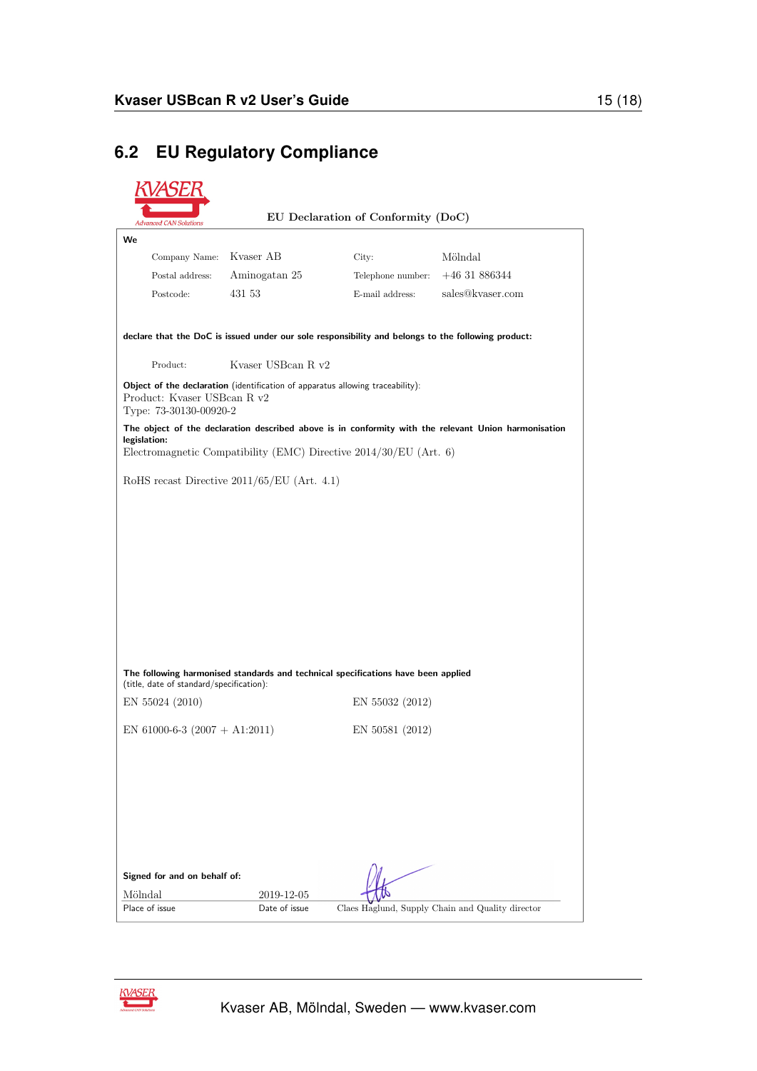## 6.2 EU Regulatory Compliance

EU Declaration of Conformity (DoC)

**We**

| | | | |
|---|---|---|---|
| Company Name: | Kvaser AB | City: | Mölndal |
| Postal address: | Aminogatan 25 | Telephone number: | +46 31 886344 |
| Postcode: | 431 53 | E-mail address: | sales@kvaser.com |

**declare that the DoC is issued under our sole responsibility and belongs to the following product:**

Product: Kvaser USBcan R v2

**Object of the declaration** (identification of apparatus allowing traceability):
Product: Kvaser USBcan R v2
Type: 73-30130-00920-2

**The object of the declaration described above is in conformity with the relevant Union harmonisation legislation:**
Electromagnetic Compatibility (EMC) Directive 2014/30/EU (Art. 6)

RoHS recast Directive 2011/65/EU (Art. 4.1)

**The following harmonised standards and technical specifications have been applied** (title, date of standard/specification):

| | |
|---|---|
| EN 55024 (2010) | EN 55032 (2012) |
| EN 61000-6-3 (2007 + A1:2011) | EN 50581 (2012) |

**Signed for and on behalf of:**

| Mölndal | 2019-12-05 | |
|---|---|---|
| Place of issue | Date of issue | Claes Haglund, Supply Chain and Quality director |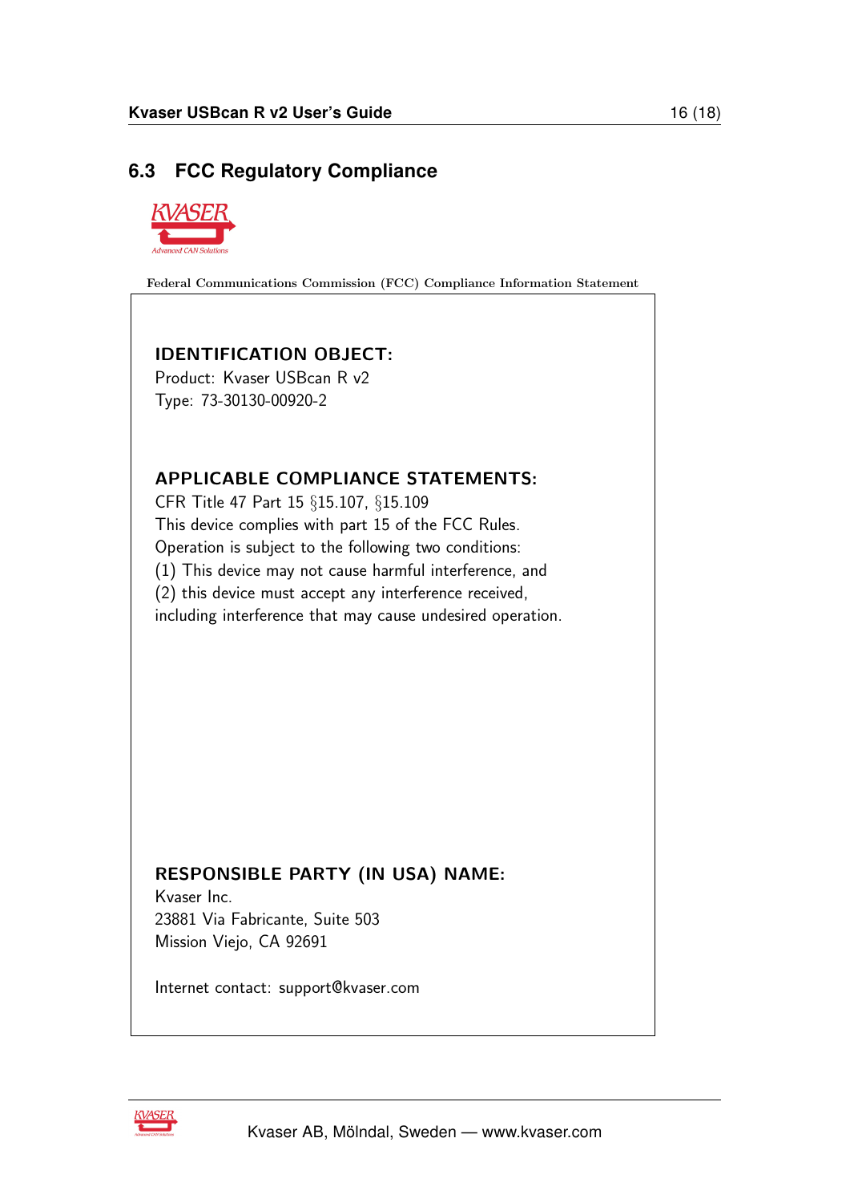## 6.3 FCC Regulatory Compliance

Federal Communications Commission (FCC) Compliance Information Statement

**IDENTIFICATION OBJECT:**
Product: Kvaser USBcan R v2
Type: 73-30130-00920-2

**APPLICABLE COMPLIANCE STATEMENTS:**
CFR Title 47 Part 15 §15.107, §15.109
This device complies with part 15 of the FCC Rules.
Operation is subject to the following two conditions:
(1) This device may not cause harmful interference, and
(2) this device must accept any interference received,
including interference that may cause undesired operation.

**RESPONSIBLE PARTY (IN USA) NAME:**
Kvaser Inc.
23881 Via Fabricante, Suite 503
Mission Viejo, CA 92691

Internet contact: support@kvaser.com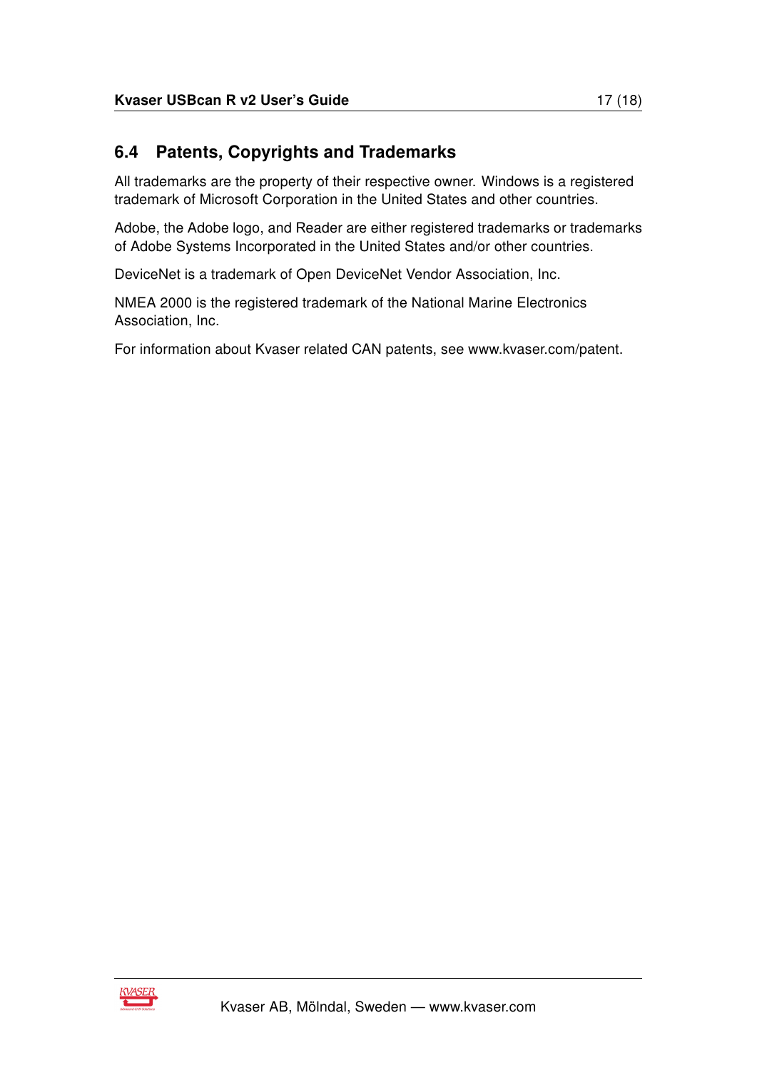## 6.4 Patents, Copyrights and Trademarks

All trademarks are the property of their respective owner. Windows is a registered trademark of Microsoft Corporation in the United States and other countries.

Adobe, the Adobe logo, and Reader are either registered trademarks or trademarks of Adobe Systems Incorporated in the United States and/or other countries.

DeviceNet is a trademark of Open DeviceNet Vendor Association, Inc.

NMEA 2000 is the registered trademark of the National Marine Electronics Association, Inc.

For information about Kvaser related CAN patents, see www.kvaser.com/patent.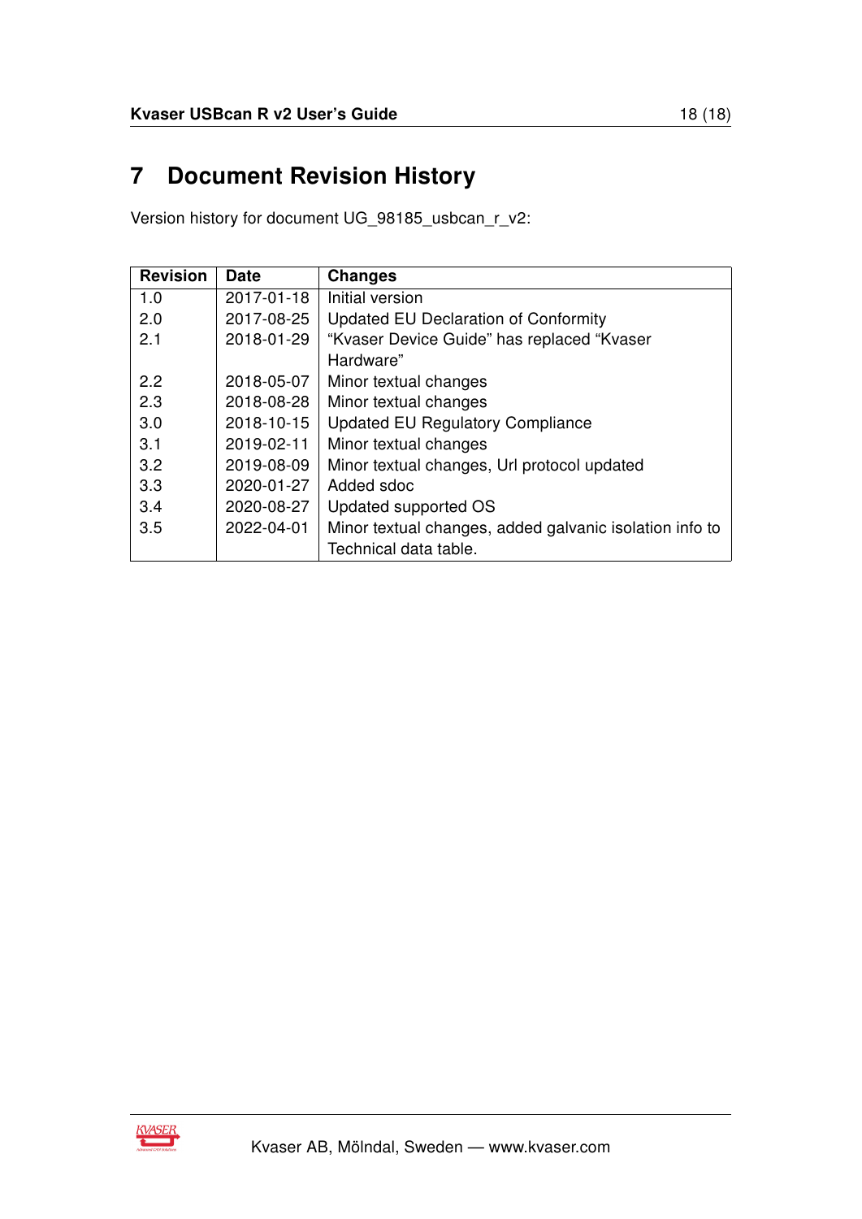# 7 Document Revision History

Version history for document UG_98185_usbcan_r_v2:

| Revision | Date | Changes |
|---|---|---|
| 1.0 | 2017-01-18 | Initial version |
| 2.0 | 2017-08-25 | Updated EU Declaration of Conformity |
| 2.1 | 2018-01-29 | “Kvaser Device Guide” has replaced “Kvaser Hardware” |
| 2.2 | 2018-05-07 | Minor textual changes |
| 2.3 | 2018-08-28 | Minor textual changes |
| 3.0 | 2018-10-15 | Updated EU Regulatory Compliance |
| 3.1 | 2019-02-11 | Minor textual changes |
| 3.2 | 2019-08-09 | Minor textual changes, Url protocol updated |
| 3.3 | 2020-01-27 | Added sdoc |
| 3.4 | 2020-08-27 | Updated supported OS |
| 3.5 | 2022-04-01 | Minor textual changes, added galvanic isolation info to Technical data table. |